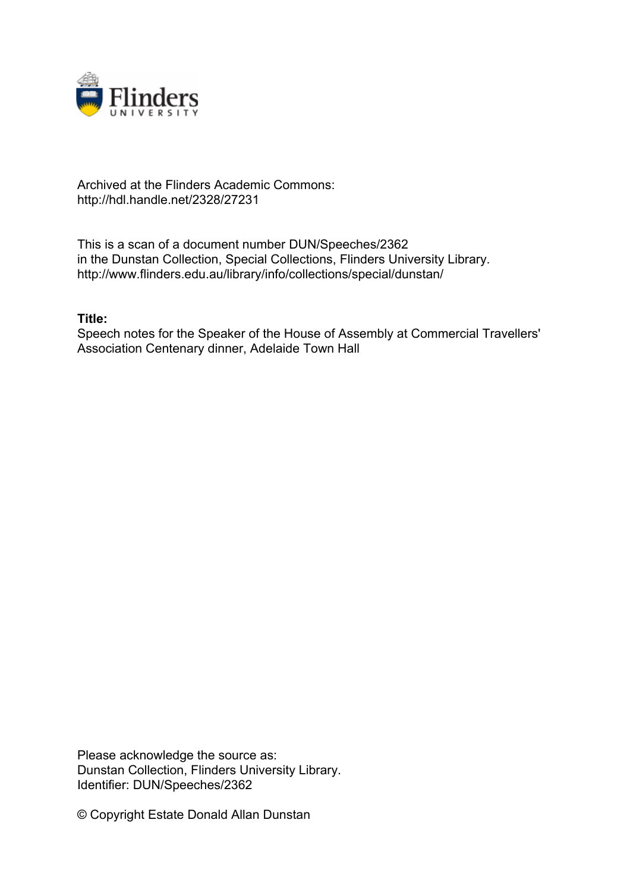Archived at the Flinders Academic Commons:
http://hdl.handle.net/2328/27231

This is a scan of a document number DUN/Speeches/2362
in the Dunstan Collection, Special Collections, Flinders University Library.
http://www.flinders.edu.au/library/info/collections/special/dunstan/

**Title:**
Speech notes for the Speaker of the House of Assembly at Commercial Travellers' Association Centenary dinner, Adelaide Town Hall

Please acknowledge the source as:
Dunstan Collection, Flinders University Library.
Identifier: DUN/Speeches/2362

© Copyright Estate Donald Allan Dunstan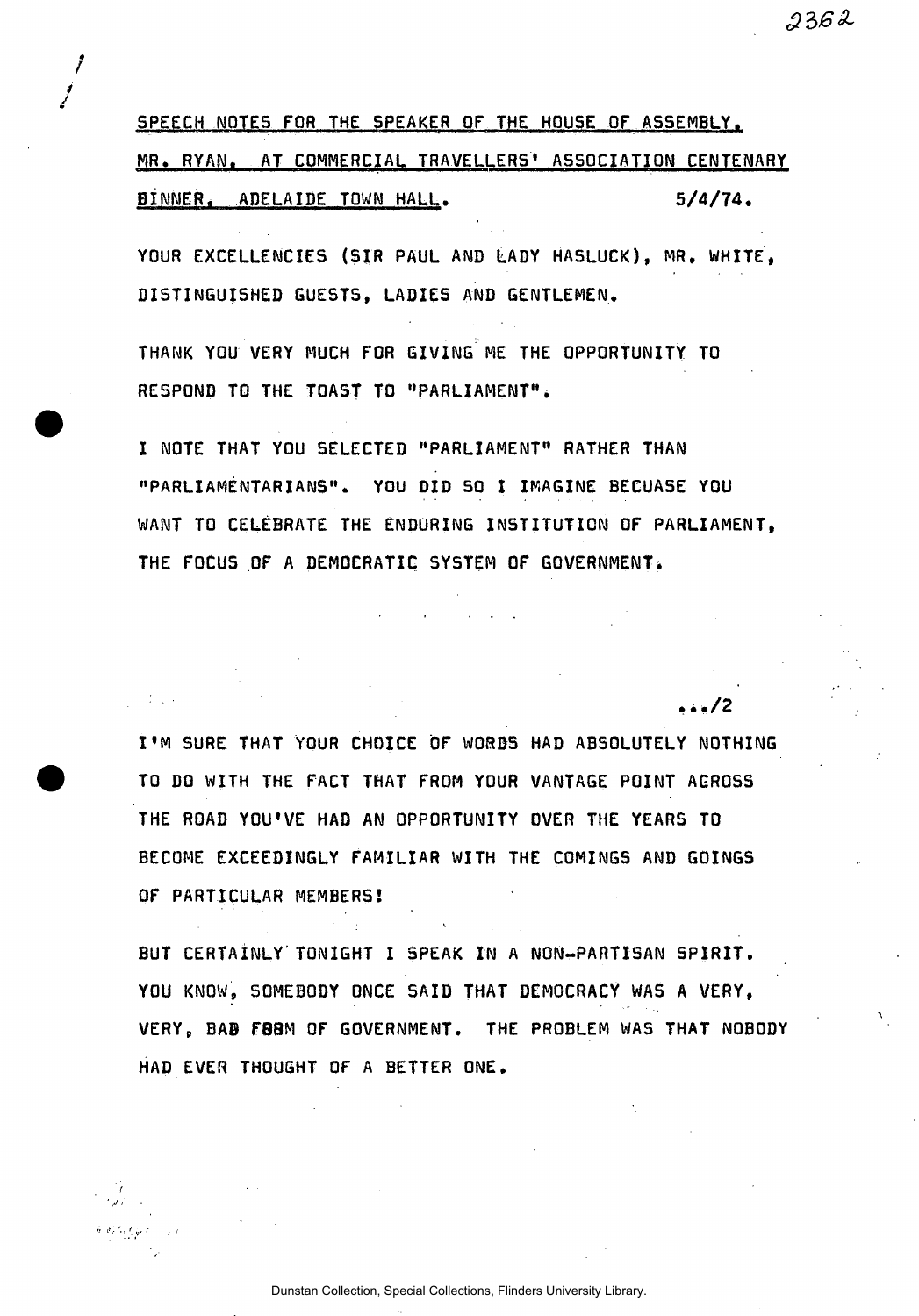SPEECH NOTES FOR THE SPEAKER OF THE HOUSE OF ASSEMBLY, MR. RYAN, AT COMMERCIAL TRAVELLERS' ASSOCIATION CENTENARY DINNER, ADELAIDE TOWN HALL. 5/4/74.

YOUR EXCELLENCIES (SIR PAUL AND LADY HASLUCK), MR. WHITE, DISTINGUISHED GUESTS, LADIES AND GENTLEMEN.

THANK YOU VERY MUCH FOR GIVING ME THE OPPORTUNITY TO RESPOND TO THE TOAST TO "PARLIAMENT".

I NOTE THAT YOU SELECTED "PARLIAMENT" RATHER THAN "PARLIAMENTARIANS". YOU DID SO I IMAGINE BECUASE YOU WANT TO CELEBRATE THE ENDURING INSTITUTION OF PARLIAMENT, THE FOCUS OF A DEMOCRATIC SYSTEM OF GOVERNMENT.

.../2

I'M SURE THAT YOUR CHOICE OF WORDS HAD ABSOLUTELY NOTHING TO DO WITH THE FACT THAT FROM YOUR VANTAGE POINT ACROSS THE ROAD YOU'VE HAD AN OPPORTUNITY OVER THE YEARS TO BECOME EXCEEDINGLY FAMILIAR WITH THE COMINGS AND GOINGS OF PARTICULAR MEMBERS!

BUT CERTAINLY TONIGHT I SPEAK IN A NON-PARTISAN SPIRIT. YOU KNOW, SOMEBODY ONCE SAID THAT DEMOCRACY WAS A VERY, VERY, BAD FORM OF GOVERNMENT. THE PROBLEM WAS THAT NOBODY HAD EVER THOUGHT OF A BETTER ONE.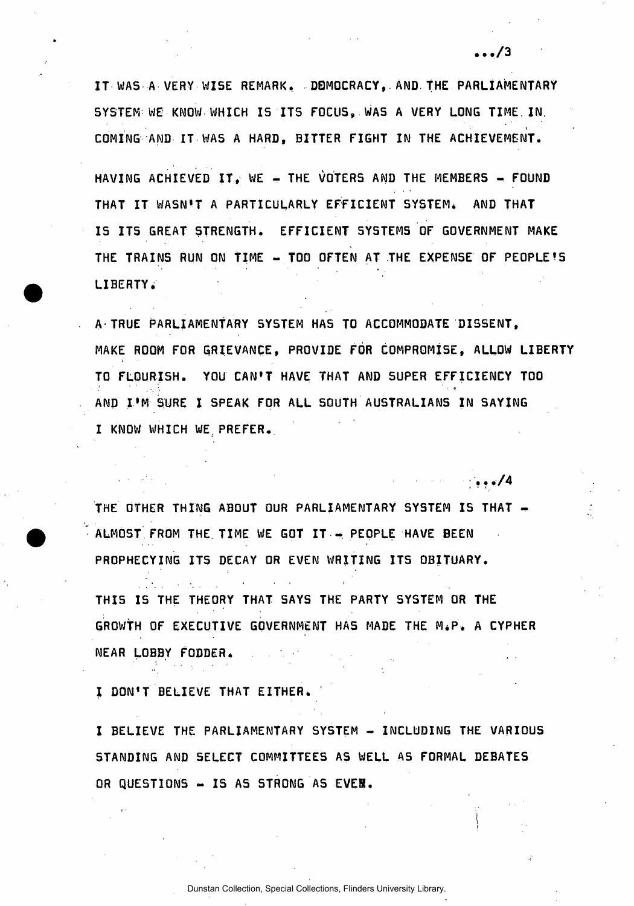IT WAS A VERY WISE REMARK. DEMOCRACY, AND THE PARLIAMENTARY SYSTEM WE KNOW WHICH IS ITS FOCUS, WAS A VERY LONG TIME IN COMING AND IT WAS A HARD, BITTER FIGHT IN THE ACHIEVEMENT.

HAVING ACHIEVED IT, WE - THE VOTERS AND THE MEMBERS - FOUND THAT IT WASN'T A PARTICULARLY EFFICIENT SYSTEM. AND THAT IS ITS GREAT STRENGTH. EFFICIENT SYSTEMS OF GOVERNMENT MAKE THE TRAINS RUN ON TIME - TOO OFTEN AT THE EXPENSE OF PEOPLE'S LIBERTY.

A TRUE PARLIAMENTARY SYSTEM HAS TO ACCOMMODATE DISSENT, MAKE ROOM FOR GRIEVANCE, PROVIDE FOR COMPROMISE, ALLOW LIBERTY TO FLOURISH. YOU CAN'T HAVE THAT AND SUPER EFFICIENCY TOO AND I'M SURE I SPEAK FOR ALL SOUTH AUSTRALIANS IN SAYING I KNOW WHICH WE PREFER.

.../4

THE OTHER THING ABOUT OUR PARLIAMENTARY SYSTEM IS THAT - ALMOST FROM THE TIME WE GOT IT - PEOPLE HAVE BEEN PROPHECYING ITS DECAY OR EVEN WRITING ITS OBITUARY.

THIS IS THE THEORY THAT SAYS THE PARTY SYSTEM OR THE GROWTH OF EXECUTIVE GOVERNMENT HAS MADE THE M.P. A CYPHER NEAR LOBBY FODDER.

I DON'T BELIEVE THAT EITHER.

I BELIEVE THE PARLIAMENTARY SYSTEM - INCLUDING THE VARIOUS STANDING AND SELECT COMMITTEES AS WELL AS FORMAL DEBATES OR QUESTIONS - IS AS STRONG AS EVER.

Dunstan Collection, Special Collections, Flinders University Library.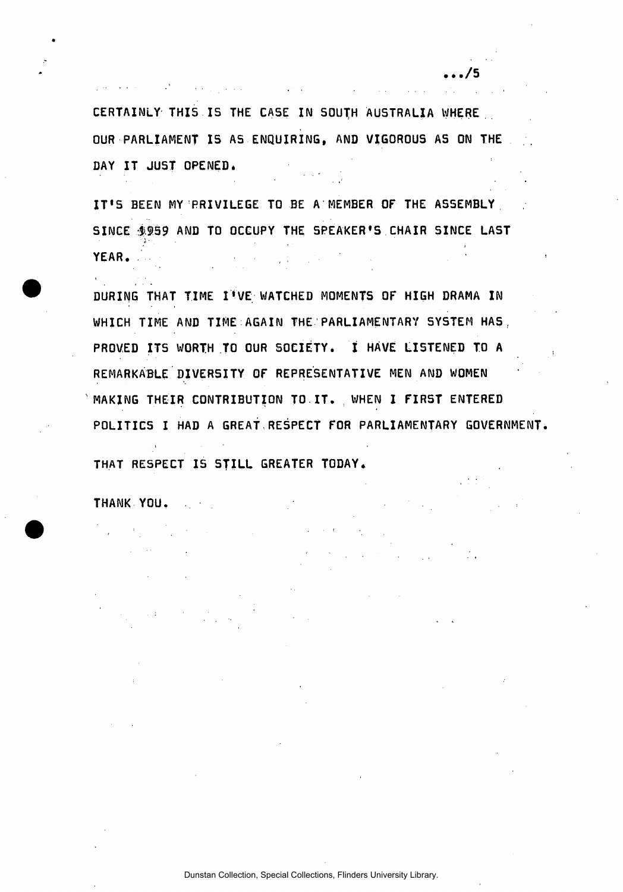CERTAINLY THIS IS THE CASE IN SOUTH AUSTRALIA WHERE OUR PARLIAMENT IS AS ENQUIRING, AND VIGOROUS AS ON THE DAY IT JUST OPENED.

IT'S BEEN MY PRIVILEGE TO BE A MEMBER OF THE ASSEMBLY SINCE 1959 AND TO OCCUPY THE SPEAKER'S CHAIR SINCE LAST YEAR.

DURING THAT TIME I'VE WATCHED MOMENTS OF HIGH DRAMA IN WHICH TIME AND TIME AGAIN THE PARLIAMENTARY SYSTEM HAS PROVED ITS WORTH TO OUR SOCIETY. I HAVE LISTENED TO A REMARKABLE DIVERSITY OF REPRESENTATIVE MEN AND WOMEN MAKING THEIR CONTRIBUTION TO IT. WHEN I FIRST ENTERED POLITICS I HAD A GREAT RESPECT FOR PARLIAMENTARY GOVERNMENT.

THAT RESPECT IS STILL GREATER TODAY.

THANK YOU.

Dunstan Collection, Special Collections, Flinders University Library.